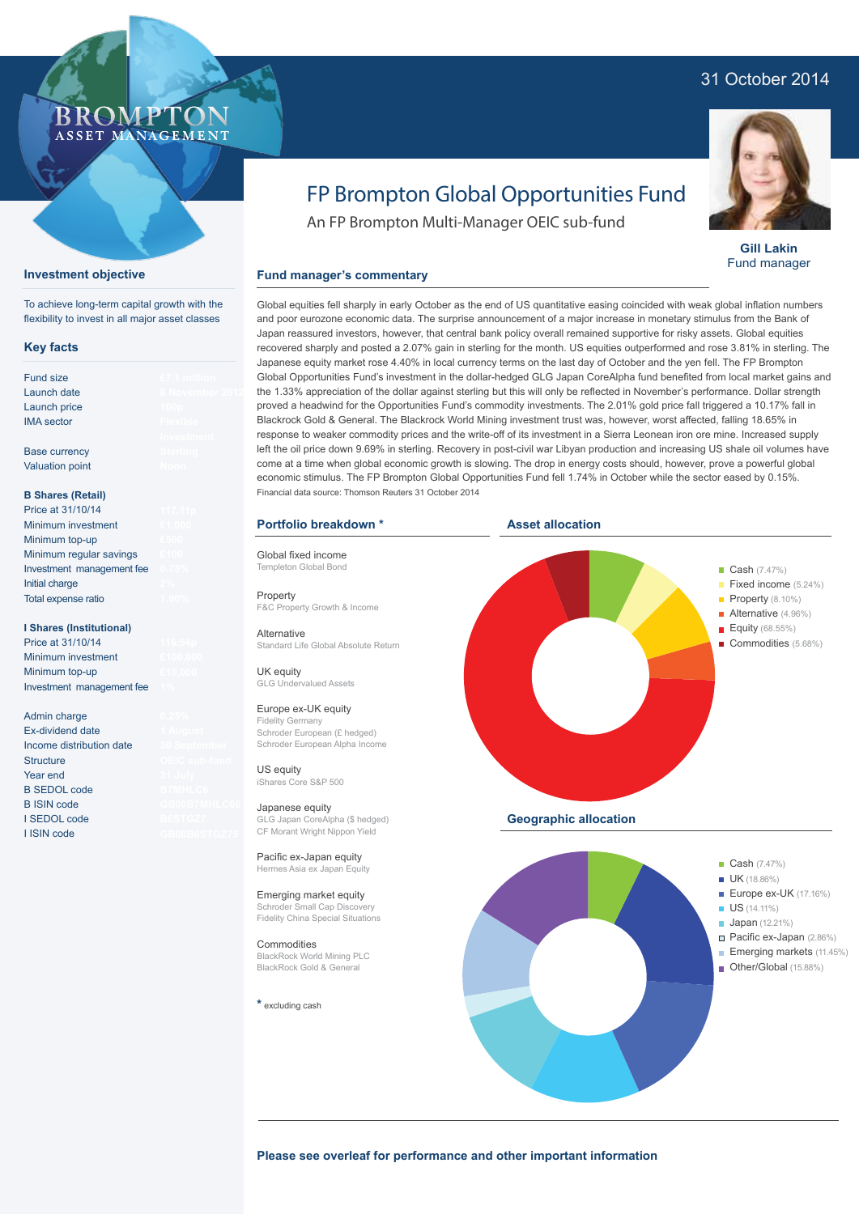BROMPTON ASSET MANAGEMENT

31 October 2014

# FP Brompton Global Opportunities Fund

An FP Brompton Multi-Manager OEIC sub-fund

**Gill Lakin**
Fund manager

## Investment objective

To achieve long-term capital growth with the flexibility to invest in all major asset classes

## Key facts

| | |
|---|---|
| Fund size | £7.1 million |
| Launch date | 5 November 2012 |
| Launch price | 100p |
| IMA sector | Flexible Investment |
| Base currency | Sterling |
| Valuation point | Noon |

### B Shares (Retail)

| | |
|---|---|
| Price at 31/10/14 | 117.41p |
| Minimum investment | £1,000 |
| Minimum top-up | £500 |
| Minimum regular savings | £100 |
| Investment management fee | 0.75% |
| Initial charge | 2% |
| Total expense ratio | 1.90% |

### I Shares (Institutional)

| | |
|---|---|
| Price at 31/10/14 | 118.54p |
| Minimum investment | £100,000 |
| Minimum top-up | £10,000 |
| Investment management fee | 1% |

| | |
|---|---|
| Admin charge | 0.25% |
| Ex-dividend date | 1 August |
| Income distribution date | 30 September |
| Structure | OEIC sub-fund |
| Year end | 31 July |
| B SEDOL code | B7MHLC6 |
| B ISIN code | GB00B7MHLC66 |
| I SEDOL code | B6STGZ7 |
| I ISIN code | GB00B6STGZ75 |

## Fund manager's commentary

Global equities fell sharply in early October as the end of US quantitative easing coincided with weak global inflation numbers and poor eurozone economic data. The surprise announcement of a major increase in monetary stimulus from the Bank of Japan reassured investors, however, that central bank policy overall remained supportive for risky assets. Global equities recovered sharply and posted a 2.07% gain in sterling for the month. US equities outperformed and rose 3.81% in sterling. The Japanese equity market rose 4.40% in local currency terms on the last day of October and the yen fell. The FP Brompton Global Opportunities Fund's investment in the dollar-hedged GLG Japan CoreAlpha fund benefited from local market gains and the 1.33% appreciation of the dollar against sterling but this will only be reflected in November's performance. Dollar strength proved a headwind for the Opportunities Fund's commodity investments. The 2.01% gold price fall triggered a 10.17% fall in Blackrock Gold & General. The Blackrock World Mining investment trust was, however, worst affected, falling 18.65% in response to weaker commodity prices and the write-off of its investment in a Sierra Leonean iron ore mine. Increased supply left the oil price down 9.69% in sterling. Recovery in post-civil war Libyan production and increasing US shale oil volumes have come at a time when global economic growth is slowing. The drop in energy costs should, however, prove a powerful global economic stimulus. The FP Brompton Global Opportunities Fund fell 1.74% in October while the sector eased by 0.15%.

Financial data source: Thomson Reuters 31 October 2014

## Portfolio breakdown *

**Global fixed income**
Templeton Global Bond

**Property**
F&C Property Growth & Income

**Alternative**
Standard Life Global Absolute Return

**UK equity**
GLG Undervalued Assets

**Europe ex-UK equity**
Fidelity Germany
Schroder European (£ hedged)
Schroder European Alpha Income

**US equity**
iShares Core S&P 500

**Japanese equity**
GLG Japan CoreAlpha ($ hedged)
CF Morant Wright Nippon Yield

**Pacific ex-Japan equity**
Hermes Asia ex Japan Equity

**Emerging market equity**
Schroder Small Cap Discovery
Fidelity China Special Situations

**Commodities**
BlackRock World Mining PLC
BlackRock Gold & General

\* excluding cash

## Asset allocation

- Cash (7.47%)
- Fixed income (5.24%)
- Property (8.10%)
- Alternative (4.96%)
- Equity (68.55%)
- Commodities (5.68%)

## Geographic allocation

- Cash (7.47%)
- UK (18.86%)
- Europe ex-UK (17.16%)
- US (14.11%)
- Japan (12.21%)
- Pacific ex-Japan (2.86%)
- Emerging markets (11.45%)
- Other/Global (15.88%)

**Please see overleaf for performance and other important information**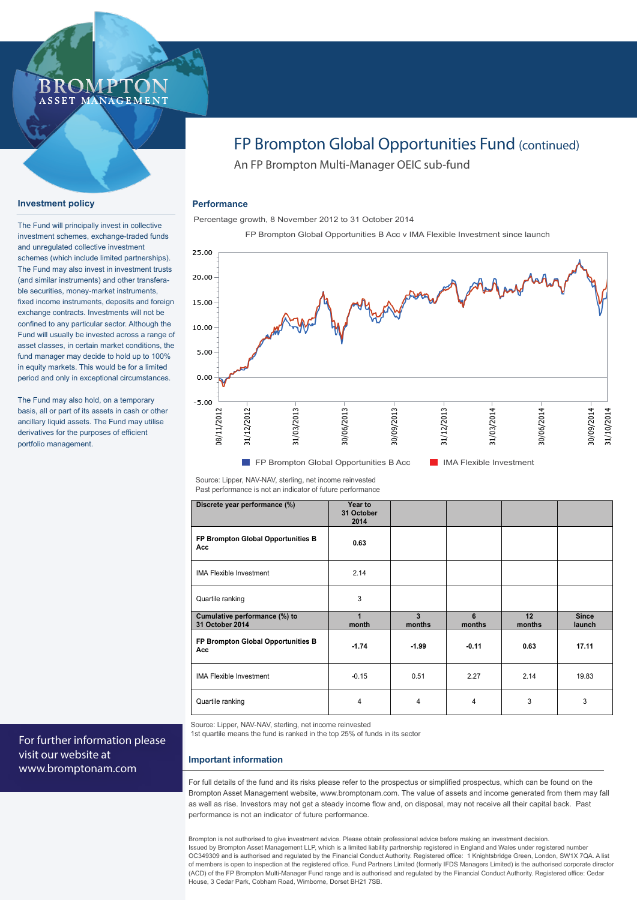# FP Brompton Global Opportunities Fund (continued)

An FP Brompton Multi-Manager OEIC sub-fund

## Investment policy

The Fund will principally invest in collective investment schemes, exchange-traded funds and unregulated collective investment schemes (which include limited partnerships). The Fund may also invest in investment trusts (and similar instruments) and other transferable securities, money-market instruments, fixed income instruments, deposits and foreign exchange contracts. Investments will not be confined to any particular sector. Although the Fund will usually be invested across a range of asset classes, in certain market conditions, the fund manager may decide to hold up to 100% in equity markets. This would be for a limited period and only in exceptional circumstances.

The Fund may also hold, on a temporary basis, all or part of its assets in cash or other ancillary liquid assets. The Fund may utilise derivatives for the purposes of efficient portfolio management.

For further information please visit our website at www.bromptonam.com

## Performance

Percentage growth, 8 November 2012 to 31 October 2014

FP Brompton Global Opportunities B Acc v IMA Flexible Investment since launch

25.00
20.00
15.00
10.00
5.00
0.00
-5.00

08/11/2012
31/12/2012
31/03/2013
30/06/2013
30/09/2013
31/12/2013
31/03/2014
30/06/2014
30/09/2014
31/10/2014

FP Brompton Global Opportunities B Acc
IMA Flexible Investment

Source: Lipper, NAV-NAV, sterling, net income reinvested
Past performance is not an indicator of future performance

| Discrete year performance (%) | Year to 31 October 2014 | | | | |
|---|---|---|---|---|---|
| **FP Brompton Global Opportunities B Acc** | **0.63** | | | | |
| IMA Flexible Investment | 2.14 | | | | |
| Quartile ranking | 3 | | | | |
| **Cumulative performance (%) to 31 October 2014** | **1 month** | **3 months** | **6 months** | **12 months** | **Since launch** |
| **FP Brompton Global Opportunities B Acc** | **-1.74** | **-1.99** | **-0.11** | **0.63** | **17.11** |
| IMA Flexible Investment | -0.15 | 0.51 | 2.27 | 2.14 | 19.83 |
| Quartile ranking | 4 | 4 | 4 | 3 | 3 |

Source: Lipper, NAV-NAV, sterling, net income reinvested
1st quartile means the fund is ranked in the top 25% of funds in its sector

## Important information

For full details of the fund and its risks please refer to the prospectus or simplified prospectus, which can be found on the Brompton Asset Management website, www.bromptonam.com. The value of assets and income generated from them may fall as well as rise. Investors may not get a steady income flow and, on disposal, may not receive all their capital back. Past performance is not an indicator of future performance.

Brompton is not authorised to give investment advice. Please obtain professional advice before making an investment decision. Issued by Brompton Asset Management LLP, which is a limited liability partnership registered in England and Wales under registered number OC349309 and is authorised and regulated by the Financial Conduct Authority. Registered office: 1 Knightsbridge Green, London, SW1X 7QA. A list of members is open to inspection at the registered office. Fund Partners Limited (formerly IFDS Managers Limited) is the authorised corporate director (ACD) of the FP Brompton Multi-Manager Fund range and is authorised and regulated by the Financial Conduct Authority. Registered office: Cedar House, 3 Cedar Park, Cobham Road, Wimborne, Dorset BH21 7SB.